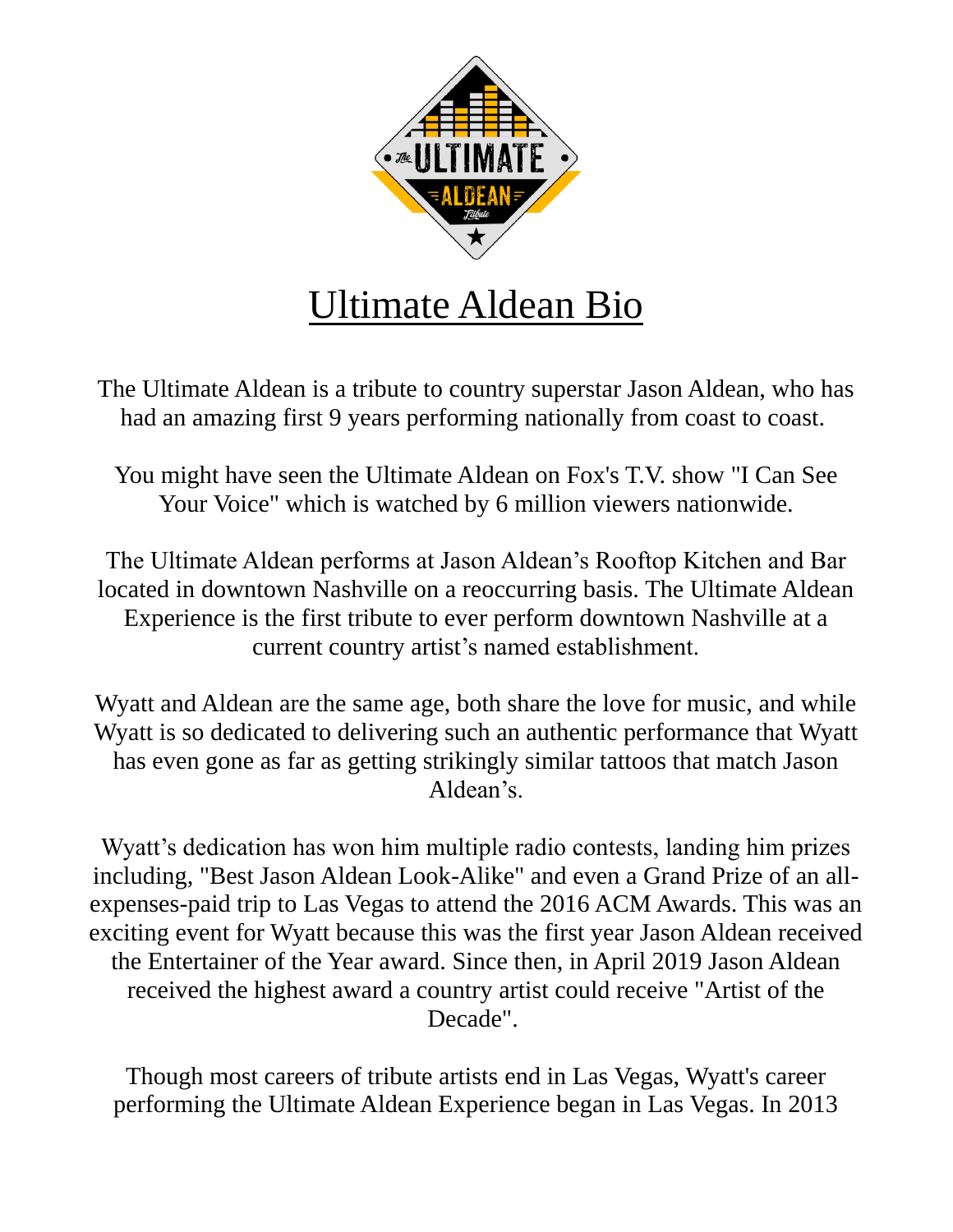# Ultimate Aldean Bio

The Ultimate Aldean is a tribute to country superstar Jason Aldean, who has had an amazing first 9 years performing nationally from coast to coast.

You might have seen the Ultimate Aldean on Fox's T.V. show "I Can See Your Voice" which is watched by 6 million viewers nationwide.

The Ultimate Aldean performs at Jason Aldean's Rooftop Kitchen and Bar located in downtown Nashville on a reoccurring basis. The Ultimate Aldean Experience is the first tribute to ever perform downtown Nashville at a current country artist's named establishment.

Wyatt and Aldean are the same age, both share the love for music, and while Wyatt is so dedicated to delivering such an authentic performance that Wyatt has even gone as far as getting strikingly similar tattoos that match Jason Aldean's.

Wyatt's dedication has won him multiple radio contests, landing him prizes including, "Best Jason Aldean Look-Alike" and even a Grand Prize of an all-expenses-paid trip to Las Vegas to attend the 2016 ACM Awards. This was an exciting event for Wyatt because this was the first year Jason Aldean received the Entertainer of the Year award. Since then, in April 2019 Jason Aldean received the highest award a country artist could receive "Artist of the Decade".

Though most careers of tribute artists end in Las Vegas, Wyatt's career performing the Ultimate Aldean Experience began in Las Vegas. In 2013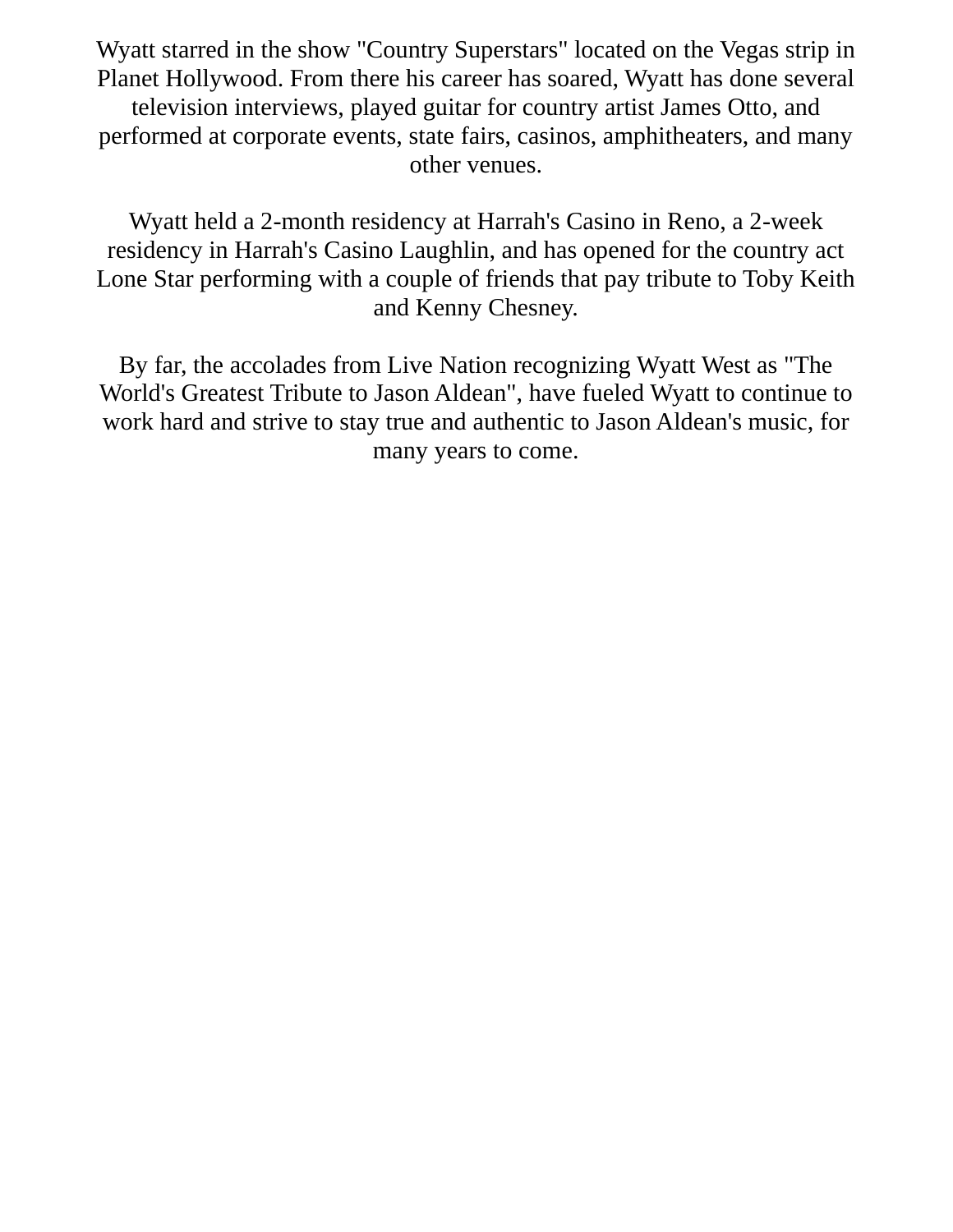Wyatt starred in the show "Country Superstars" located on the Vegas strip in Planet Hollywood. From there his career has soared, Wyatt has done several television interviews, played guitar for country artist James Otto, and performed at corporate events, state fairs, casinos, amphitheaters, and many other venues.

Wyatt held a 2-month residency at Harrah's Casino in Reno, a 2-week residency in Harrah's Casino Laughlin, and has opened for the country act Lone Star performing with a couple of friends that pay tribute to Toby Keith and Kenny Chesney.

By far, the accolades from Live Nation recognizing Wyatt West as "The World's Greatest Tribute to Jason Aldean", have fueled Wyatt to continue to work hard and strive to stay true and authentic to Jason Aldean's music, for many years to come.